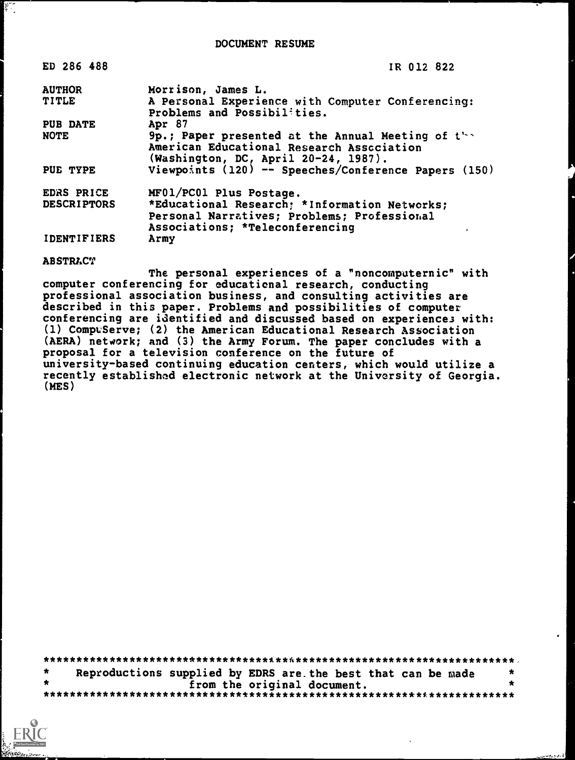# DOCUMENT RESUME

| | |
|---|---|
| ED 286 488 | IR 012 822 |
| AUTHOR | Morrison, James L. |
| TITLE | A Personal Experience with Computer Conferencing: Problems and Possibilities. |
| PUB DATE | Apr 87 |
| NOTE | 9p.; Paper presented at the Annual Meeting of the American Educational Research Association (Washington, DC, April 20-24, 1987). |
| PUB TYPE | Viewpoints (120) -- Speeches/Conference Papers (150) |
| EDRS PRICE | MF01/PC01 Plus Postage. |
| DESCRIPTORS | *Educational Research; *Information Networks; Personal Narratives; Problems; Professional Associations; *Teleconferencing |
| IDENTIFIERS | Army |

ABSTRACT

The personal experiences of a "noncomputernic" with computer conferencing for educational research, conducting professional association business, and consulting activities are described in this paper. Problems and possibilities of computer conferencing are identified and discussed based on experiences with: (1) CompuServe; (2) the American Educational Research Association (AERA) network; and (3) the Army Forum. The paper concludes with a proposal for a television conference on the future of university-based continuing education centers, which would utilize a recently established electronic network at the University of Georgia. (MES)

***********************************************************************
* Reproductions supplied by EDRS are the best that can be made *
* from the original document. *
***********************************************************************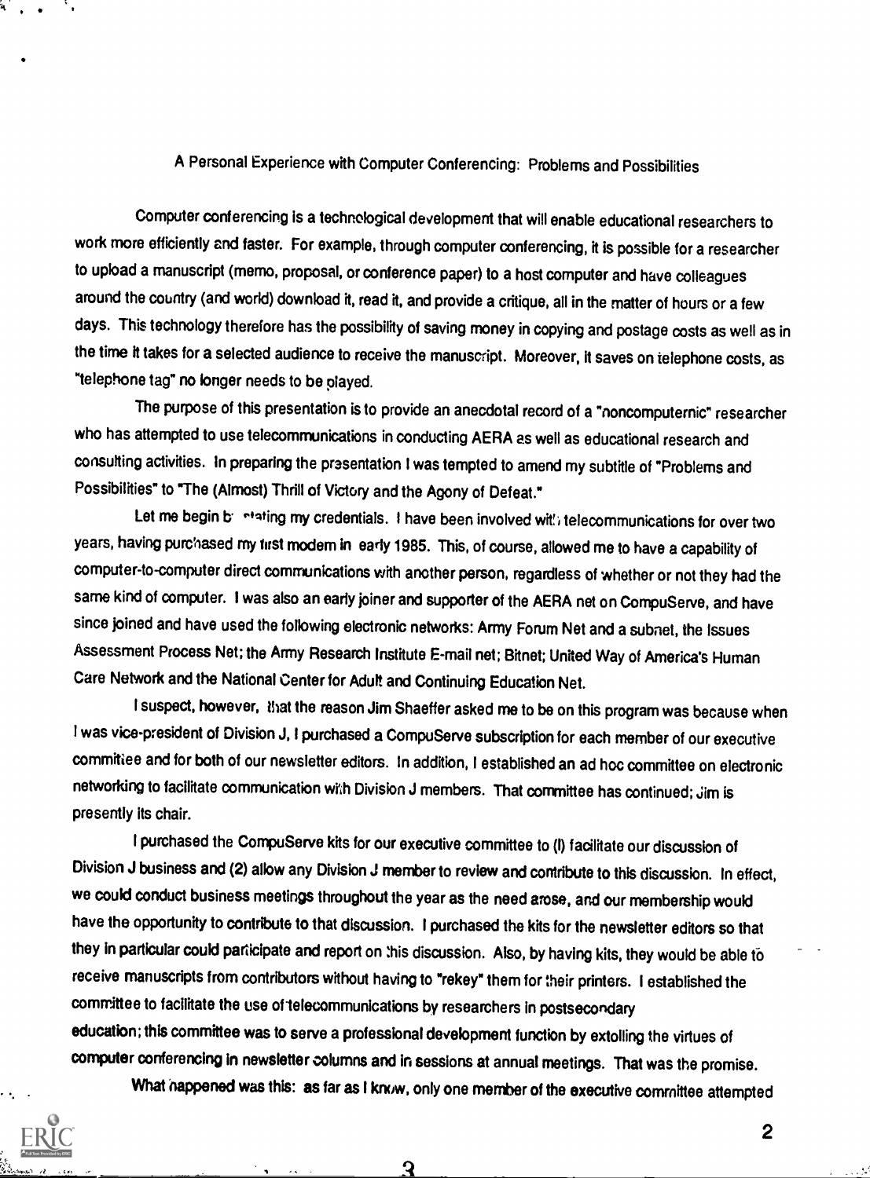# A Personal Experience with Computer Conferencing: Problems and Possibilities

Computer conferencing is a technological development that will enable educational researchers to work more efficiently and faster. For example, through computer conferencing, it is possible for a researcher to upload a manuscript (memo, proposal, or conference paper) to a host computer and have colleagues around the country (and world) download it, read it, and provide a critique, all in the matter of hours or a few days. This technology therefore has the possibility of saving money in copying and postage costs as well as in the time it takes for a selected audience to receive the manuscript. Moreover, it saves on telephone costs, as "telephone tag" no longer needs to be played.

The purpose of this presentation is to provide an anecdotal record of a "noncomputernic" researcher who has attempted to use telecommunications in conducting AERA as well as educational research and consulting activities. In preparing the presentation I was tempted to amend my subtitle of "Problems and Possibilities" to "The (Almost) Thrill of Victory and the Agony of Defeat."

Let me begin by stating my credentials. I have been involved with telecommunications for over two years, having purchased my first modem in early 1985. This, of course, allowed me to have a capability of computer-to-computer direct communications with another person, regardless of whether or not they had the same kind of computer. I was also an early joiner and supporter of the AERA net on CompuServe, and have since joined and have used the following electronic networks: Army Forum Net and a subnet, the Issues Assessment Process Net; the Army Research Institute E-mail net; Bitnet; United Way of America's Human Care Network and the National Center for Adult and Continuing Education Net.

I suspect, however, that the reason Jim Shaeffer asked me to be on this program was because when I was vice-president of Division J, I purchased a CompuServe subscription for each member of our executive committee and for both of our newsletter editors. In addition, I established an ad hoc committee on electronic networking to facilitate communication with Division J members. That committee has continued; Jim is presently its chair.

I purchased the CompuServe kits for our executive committee to (l) facilitate our discussion of Division J business and (2) allow any Division J member to review and contribute to this discussion. In effect, we could conduct business meetings throughout the year as the need arose, and our membership would have the opportunity to contribute to that discussion. I purchased the kits for the newsletter editors so that they in particular could participate and report on this discussion. Also, by having kits, they would be able to receive manuscripts from contributors without having to "rekey" them for their printers. I established the committee to facilitate the use of telecommunications by researchers in postsecondary education; this committee was to serve a professional development function by extolling the virtues of computer conferencing in newsletter columns and in sessions at annual meetings. That was the promise.

What happened was this: as far as I know, only one member of the executive committee attempted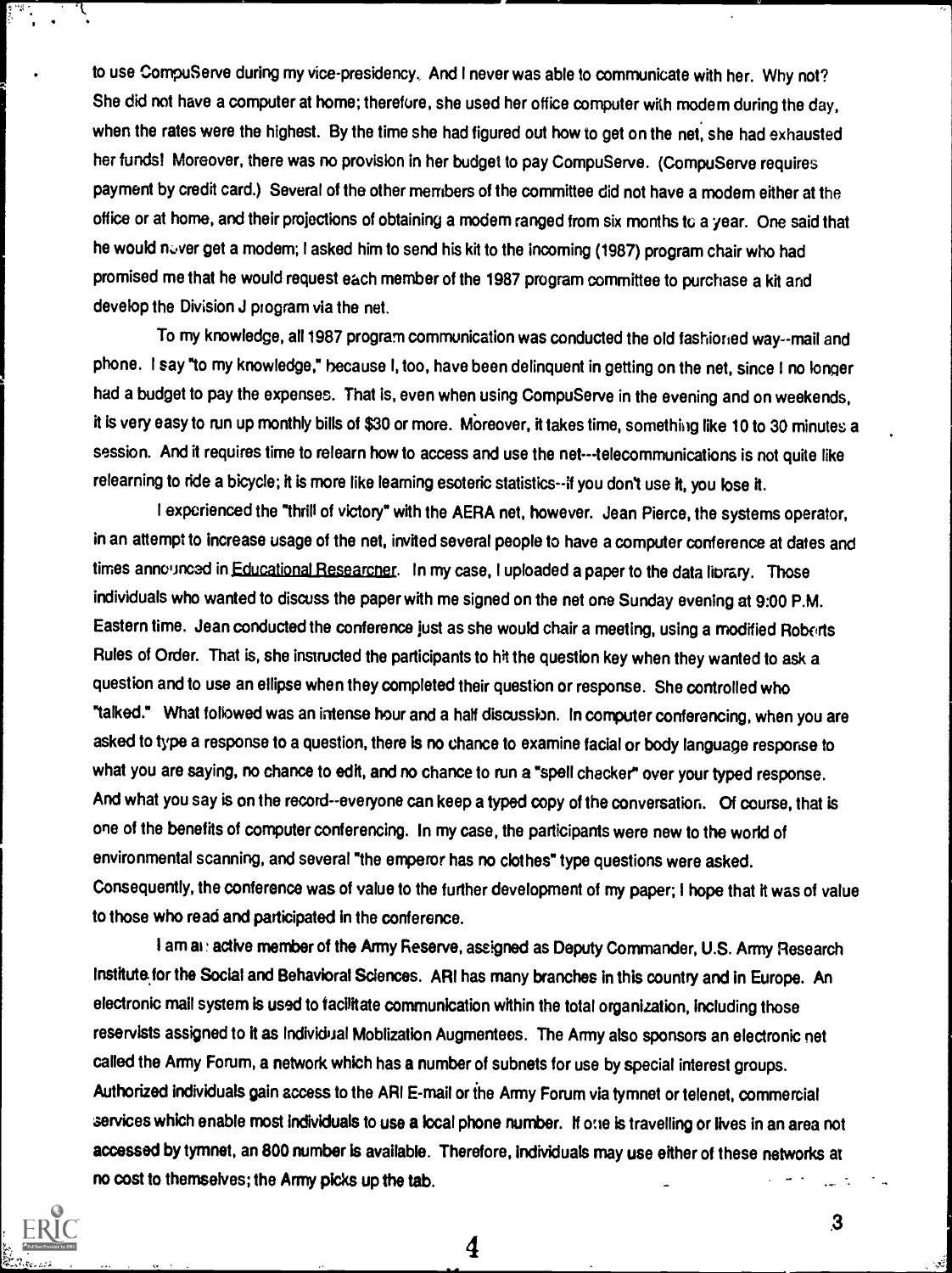to use CompuServe during my vice-presidency. And I never was able to communicate with her. Why not? She did not have a computer at home; therefore, she used her office computer with modem during the day, when the rates were the highest. By the time she had figured out how to get on the net, she had exhausted her funds! Moreover, there was no provision in her budget to pay CompuServe. (CompuServe requires payment by credit card.) Several of the other members of the committee did not have a modem either at the office or at home, and their projections of obtaining a modem ranged from six months to a year. One said that he would never get a modem; I asked him to send his kit to the incoming (1987) program chair who had promised me that he would request each member of the 1987 program committee to purchase a kit and develop the Division J program via the net.

To my knowledge, all 1987 program communication was conducted the old fashioned way--mail and phone. I say "to my knowledge," because I, too, have been delinquent in getting on the net, since I no longer had a budget to pay the expenses. That is, even when using CompuServe in the evening and on weekends, it is very easy to run up monthly bills of $30 or more. Moreover, it takes time, something like 10 to 30 minutes a session. And it requires time to relearn how to access and use the net---telecommunications is not quite like relearning to ride a bicycle; it is more like learning esoteric statistics--if you don't use it, you lose it.

I experienced the "thrill of victory" with the AERA net, however. Jean Pierce, the systems operator, in an attempt to increase usage of the net, invited several people to have a computer conference at dates and times announced in Educational Researcher. In my case, I uploaded a paper to the data library. Those individuals who wanted to discuss the paper with me signed on the net one Sunday evening at 9:00 P.M. Eastern time. Jean conducted the conference just as she would chair a meeting, using a modified Roberts Rules of Order. That is, she instructed the participants to hit the question key when they wanted to ask a question and to use an ellipse when they completed their question or response. She controlled who "talked." What followed was an intense hour and a half discussion. In computer conferencing, when you are asked to type a response to a question, there is no chance to examine facial or body language response to what you are saying, no chance to edit, and no chance to run a "spell checker" over your typed response. And what you say is on the record--everyone can keep a typed copy of the conversation. Of course, that is one of the benefits of computer conferencing. In my case, the participants were new to the world of environmental scanning, and several "the emperor has no clothes" type questions were asked. Consequently, the conference was of value to the further development of my paper; I hope that it was of value to those who read and participated in the conference.

I am an active member of the Army Reserve, assigned as Deputy Commander, U.S. Army Research Institute for the Social and Behavioral Sciences. ARI has many branches in this country and in Europe. An electronic mail system is used to facilitate communication within the total organization, including those reservists assigned to it as Individual Moblization Augmentees. The Army also sponsors an electronic net called the Army Forum, a network which has a number of subnets for use by special interest groups. Authorized individuals gain access to the ARI E-mail or the Army Forum via tymnet or telenet, commercial services which enable most individuals to use a local phone number. If one is travelling or lives in an area not accessed by tymnet, an 800 number is available. Therefore, individuals may use either of these networks at no cost to themselves; the Army picks up the tab.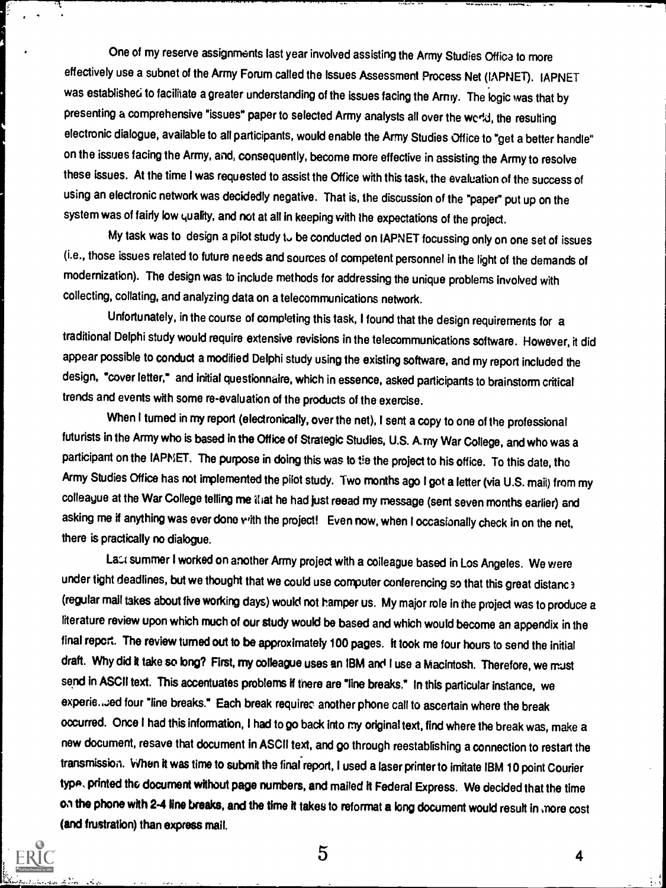One of my reserve assignments last year involved assisting the Army Studies Office to more effectively use a subnet of the Army Forum called the Issues Assessment Process Net (IAPNET). IAPNET was established to facilitate a greater understanding of the issues facing the Army. The logic was that by presenting a comprehensive "issues" paper to selected Army analysts all over the world, the resulting electronic dialogue, available to all participants, would enable the Army Studies Office to "get a better handle" on the issues facing the Army, and, consequently, become more effective in assisting the Army to resolve these issues. At the time I was requested to assist the Office with this task, the evaluation of the success of using an electronic network was decidedly negative. That is, the discussion of the "paper" put up on the system was of fairly low quality, and not at all in keeping with the expectations of the project.

My task was to design a pilot study to be conducted on IAPNET focussing only on one set of issues (i.e., those issues related to future needs and sources of competent personnel in the light of the demands of modernization). The design was to include methods for addressing the unique problems involved with collecting, collating, and analyzing data on a telecommunications network.

Unfortunately, in the course of completing this task, I found that the design requirements for a traditional Delphi study would require extensive revisions in the telecommunications software. However, it did appear possible to conduct a modified Delphi study using the existing software, and my report included the design, "cover letter," and initial questionnaire, which in essence, asked participants to brainstorm critical trends and events with some re-evaluation of the products of the exercise.

When I turned in my report (electronically, over the net), I sent a copy to one of the professional futurists in the Army who is based in the Office of Strategic Studies, U.S. Army War College, and who was a participant on the IAPNET. The purpose in doing this was to tie the project to his office. To this date, the Army Studies Office has not implemented the pilot study. Two months ago I got a letter (via U.S. mail) from my colleague at the War College telling me that he had just reead my message (sent seven months earlier) and asking me if anything was ever done with the project! Even now, when I occasionally check in on the net, there is practically no dialogue.

Last summer I worked on another Army project with a colleague based in Los Angeles. We were under tight deadlines, but we thought that we could use computer conferencing so that this great distance (regular mail takes about five working days) would not hamper us. My major role in the project was to produce a literature review upon which much of our study would be based and which would become an appendix in the final report. The review turned out to be approximately 100 pages. It took me four hours to send the initial draft. Why did it take so long? First, my colleague uses an IBM and I use a Macintosh. Therefore, we must send in ASCII text. This accentuates problems if there are "line breaks." In this particular instance, we experienced four "line breaks." Each break requires another phone call to ascertain where the break occurred. Once I had this information, I had to go back into my original text, find where the break was, make a new document, resave that document in ASCII text, and go through reestablishing a connection to restart the transmission. When it was time to submit the final report, I used a laser printer to imitate IBM 10 point Courier type, printed the document without page numbers, and mailed it Federal Express. We decided that the time on the phone with 2-4 line breaks, and the time it takes to reformat a long document would result in more cost (and frustration) than express mail.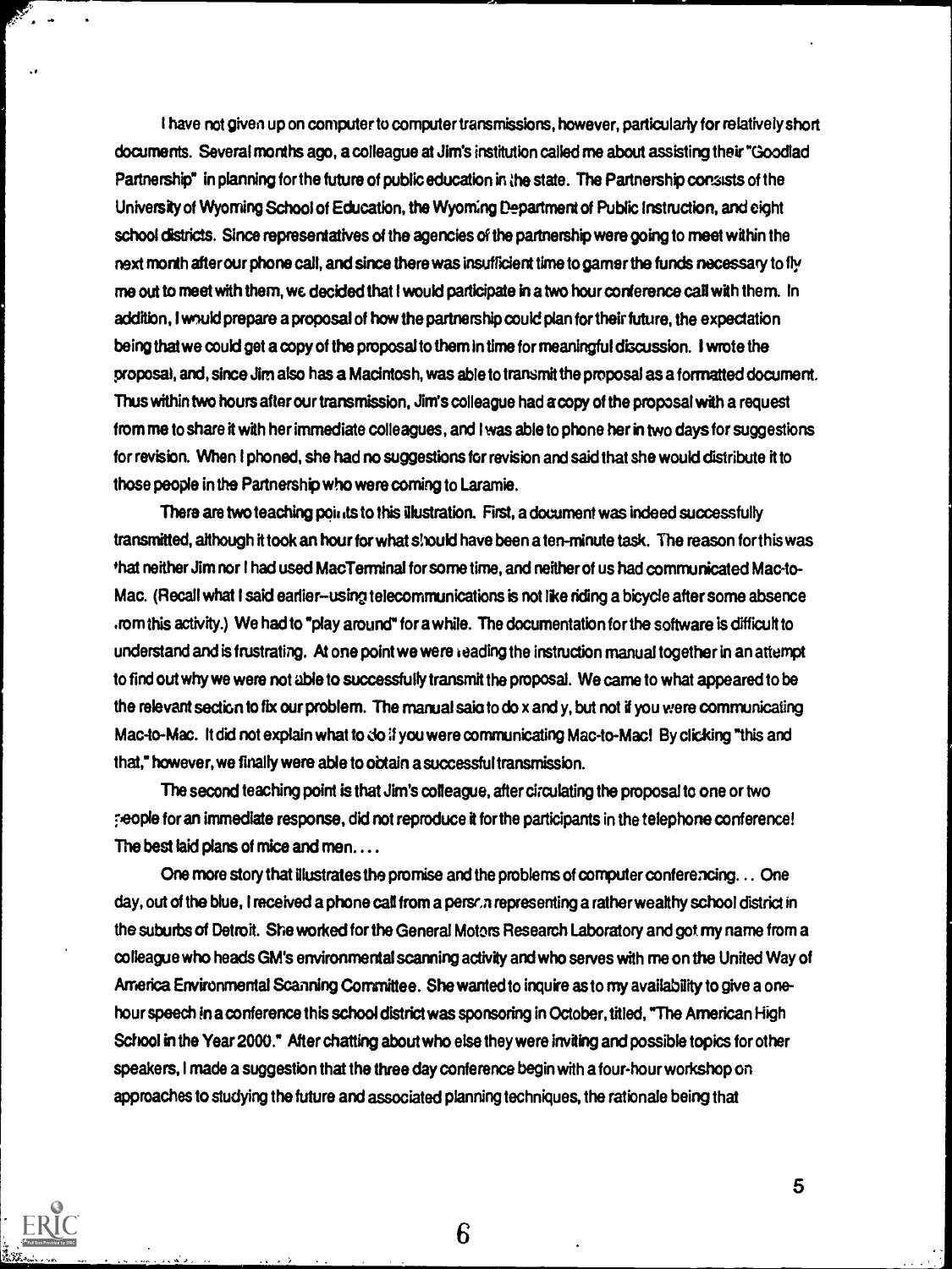I have not given up on computer to computer transmissions, however, particularly for relatively short documents. Several months ago, a colleague at Jim's institution called me about assisting their "Goodlad Partnership" in planning for the future of public education in the state. The Partnership consists of the University of Wyoming School of Education, the Wyoming Department of Public Instruction, and eight school districts. Since representatives of the agencies of the partnership were going to meet within the next month after our phone call, and since there was insufficient time to garner the funds necessary to fly me out to meet with them, we decided that I would participate in a two hour conference call with them. In addition, I would prepare a proposal of how the partnership could plan for their future, the expectation being that we could get a copy of the proposal to them in time for meaningful discussion. I wrote the proposal, and, since Jim also has a Macintosh, was able to transmit the proposal as a formatted document. Thus within two hours after our transmission, Jim's colleague had a copy of the proposal with a request from me to share it with her immediate colleagues, and I was able to phone her in two days for suggestions for revision. When I phoned, she had no suggestions for revision and said that she would distribute it to those people in the Partnership who were coming to Laramie.

There are two teaching points to this illustration. First, a document was indeed successfully transmitted, although it took an hour for what should have been a ten-minute task. The reason for this was that neither Jim nor I had used MacTerminal for some time, and neither of us had communicated Mac-to-Mac. (Recall what I said earlier--using telecommunications is not like riding a bicycle after some absence from this activity.) We had to "play around" for a while. The documentation for the software is difficult to understand and is frustrating. At one point we were reading the instruction manual together in an attempt to find out why we were not able to successfully transmit the proposal. We came to what appeared to be the relevant section to fix our problem. The manual said to do x and y, but not if you were communicating Mac-to-Mac. It did not explain what to do if you were communicating Mac-to-Mac! By clicking "this and that," however, we finally were able to obtain a successful transmission.

The second teaching point is that Jim's colleague, after circulating the proposal to one or two people for an immediate response, did not reproduce it for the participants in the telephone conference! The best laid plans of mice and men. . . .

One more story that illustrates the promise and the problems of computer conferencing. . . One day, out of the blue, I received a phone call from a person representing a rather wealthy school district in the suburbs of Detroit. She worked for the General Motors Research Laboratory and got my name from a colleague who heads GM's environmental scanning activity and who serves with me on the United Way of America Environmental Scanning Committee. She wanted to inquire as to my availability to give a one-hour speech in a conference this school district was sponsoring in October, titled, "The American High School in the Year 2000." After chatting about who else they were inviting and possible topics for other speakers, I made a suggestion that the three day conference begin with a four-hour workshop on approaches to studying the future and associated planning techniques, the rationale being that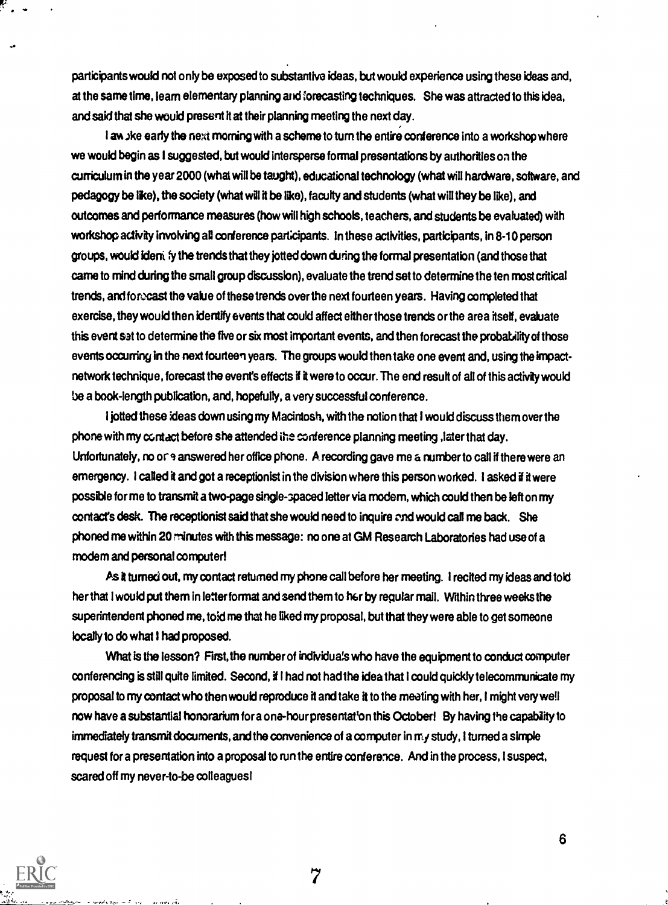participants would not only be exposed to substantive ideas, but would experience using these ideas and, at the same time, learn elementary planning and forecasting techniques. She was attracted to this idea, and said that she would present it at their planning meeting the next day.

I awoke early the next morning with a scheme to turn the entire conference into a workshop where we would begin as I suggested, but would intersperse formal presentations by authorities on the curriculum in the year 2000 (what will be taught), educational technology (what will hardware, software, and pedagogy be like), the society (what will it be like), faculty and students (what will they be like), and outcomes and performance measures (how will high schools, teachers, and students be evaluated) with workshop activity involving all conference participants. In these activities, participants, in 8-10 person groups, would identify the trends that they jotted down during the formal presentation (and those that came to mind during the small group discussion), evaluate the trend set to determine the ten most critical trends, and forecast the value of these trends over the next fourteen years. Having completed that exercise, they would then identify events that could affect either those trends or the area itself, evaluate this event set to determine the five or six most important events, and then forecast the probability of those events occurring in the next fourteen years. The groups would then take one event and, using the impact-network technique, forecast the event's effects if it were to occur. The end result of all of this activity would be a book-length publication, and, hopefully, a very successful conference.

I jotted these ideas down using my Macintosh, with the notion that I would discuss them over the phone with my contact before she attended the conference planning meeting later that day. Unfortunately, no one answered her office phone. A recording gave me a number to call if there were an emergency. I called it and got a receptionist in the division where this person worked. I asked if it were possible for me to transmit a two-page single-spaced letter via modem, which could then be left on my contact's desk. The receptionist said that she would need to inquire and would call me back. She phoned me within 20 minutes with this message: no one at GM Research Laboratories had use of a modem and personal computer!

As it turned out, my contact returned my phone call before her meeting. I recited my ideas and told her that I would put them in letter format and send them to her by regular mail. Within three weeks the superintendent phoned me, told me that he liked my proposal, but that they were able to get someone locally to do what I had proposed.

What is the lesson? First, the number of individuals who have the equipment to conduct computer conferencing is still quite limited. Second, if I had not had the idea that I could quickly telecommunicate my proposal to my contact who then would reproduce it and take it to the meeting with her, I might very well now have a substantial honorarium for a one-hour presentation this October! By having the capability to immediately transmit documents, and the convenience of a computer in my study, I turned a simple request for a presentation into a proposal to run the entire conference. And in the process, I suspect, scared off my never-to-be colleagues!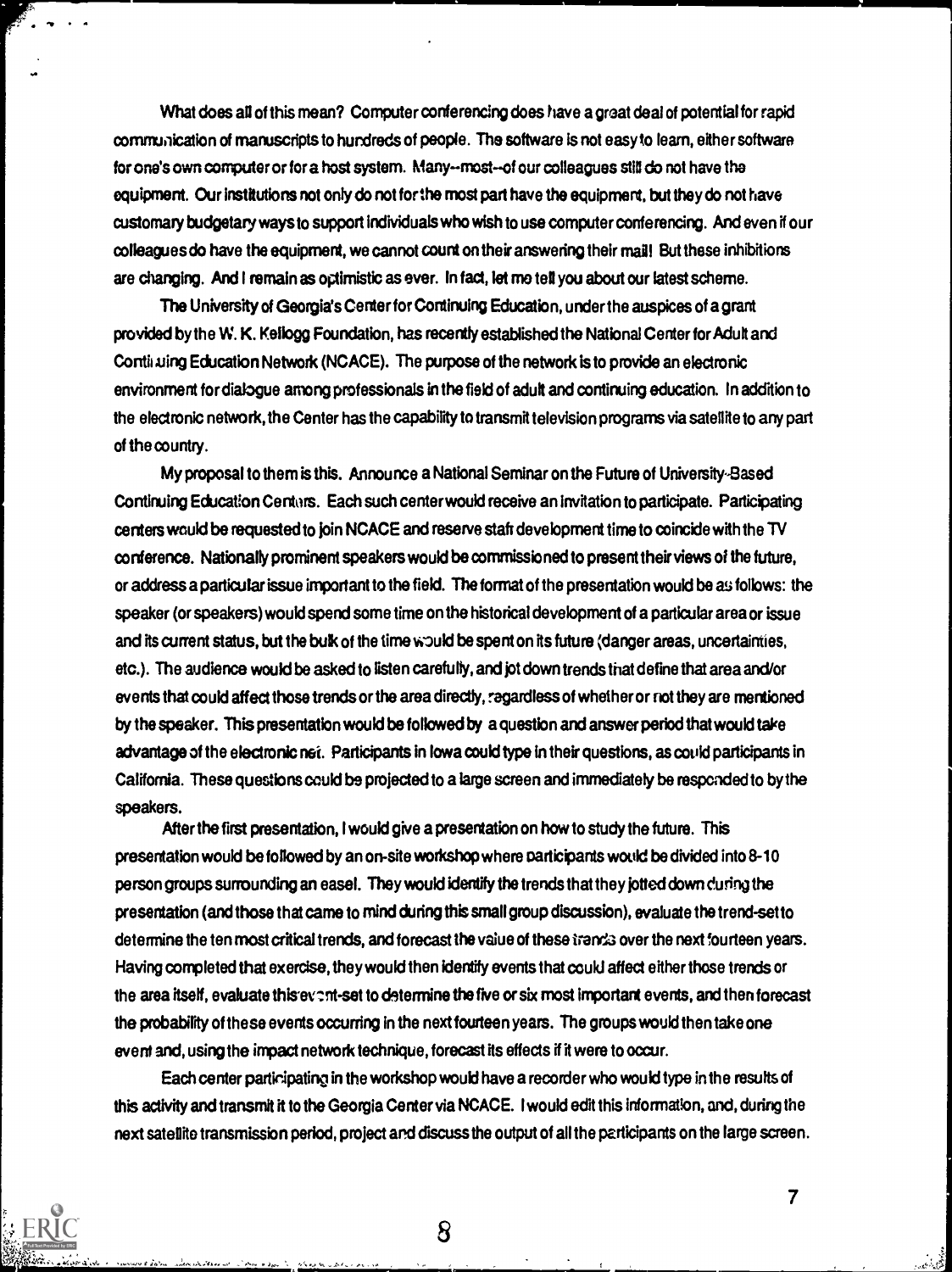What does all of this mean? Computer conferencing does have a great deal of potential for rapid communication of manuscripts to hundreds of people. The software is not easy to learn, either software for one's own computer or for a host system. Many--most--of our colleagues still do not have the equipment. Our institutions not only do not for the most part have the equipment, but they do not have customary budgetary ways to support individuals who wish to use computer conferencing. And even if our colleagues do have the equipment, we cannot count on their answering their mail! But these inhibitions are changing. And I remain as optimistic as ever. In fact, let me tell you about our latest scheme.

The University of Georgia's Center for Continuing Education, under the auspices of a grant provided by the W. K. Kellogg Foundation, has recently established the National Center for Adult and Continuing Education Network (NCACE). The purpose of the network is to provide an electronic environment for dialogue among professionals in the field of adult and continuing education. In addition to the electronic network, the Center has the capability to transmit television programs via satellite to any part of the country.

My proposal to them is this. Announce a National Seminar on the Future of University-Based Continuing Education Centers. Each such center would receive an invitation to participate. Participating centers would be requested to join NCACE and reserve staff development time to coincide with the TV conference. Nationally prominent speakers would be commissioned to present their views of the future, or address a particular issue important to the field. The format of the presentation would be as follows: the speaker (or speakers) would spend some time on the historical development of a particular area or issue and its current status, but the bulk of the time would be spent on its future (danger areas, uncertainties, etc.). The audience would be asked to listen carefully, and jot down trends that define that area and/or events that could affect those trends or the area directly, regardless of whether or not they are mentioned by the speaker. This presentation would be followed by a question and answer period that would take advantage of the electronic net. Participants in Iowa could type in their questions, as could participants in California. These questions could be projected to a large screen and immediately be responded to by the speakers.

After the first presentation, I would give a presentation on how to study the future. This presentation would be followed by an on-site workshop where participants would be divided into 8-10 person groups surrounding an easel. They would identify the trends that they jotted down during the presentation (and those that came to mind during this small group discussion), evaluate the trend-set to determine the ten most critical trends, and forecast the value of these trends over the next fourteen years. Having completed that exercise, they would then identify events that could affect either those trends or the area itself, evaluate this event-set to determine the five or six most important events, and then forecast the probability of these events occurring in the next fourteen years. The groups would then take one event and, using the impact network technique, forecast its effects if it were to occur.

Each center participating in the workshop would have a recorder who would type in the results of this activity and transmit it to the Georgia Center via NCACE. I would edit this information, and, during the next satellite transmission period, project and discuss the output of all the participants on the large screen.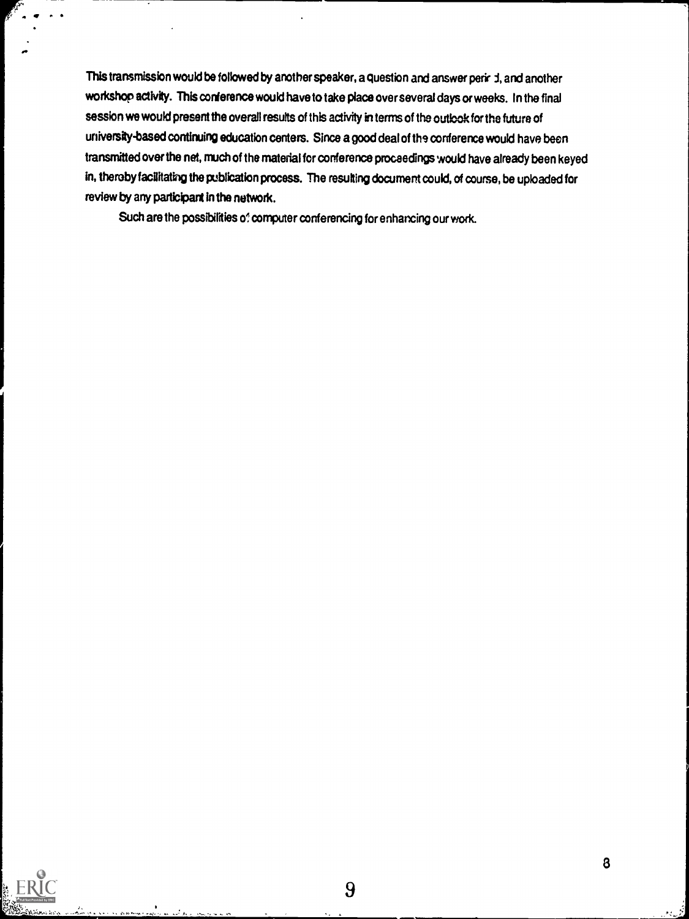This transmission would be followed by another speaker, a question and answer perir :l, and another workshop activity. This conference would have to take place over several days or weeks. In the final session we would present the overall results of this activity in terms of the outlook for the future of university-based continuing education centers. Since a good deal of the conference would have been transmitted over the net, much of the material for conference proceedings would have already been keyed in, thereby facilitating the publication process. The resulting document could, of course, be uploaded for review by any participant in the network.

Such are the possibilities of computer conferencing for enhancing our work.